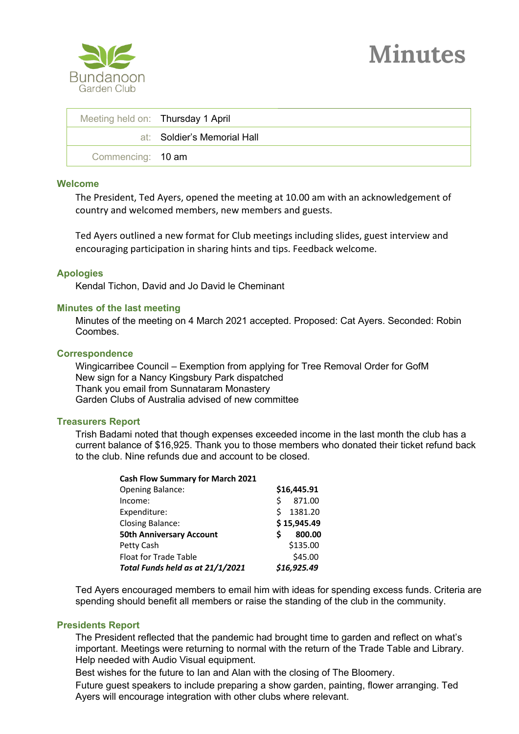Bundanoon Garden Club

# Minutes

| Meeting held on: | Thursday 1 April |
|---|---|
| at: | Soldier's Memorial Hall |
| Commencing: | 10 am |

## Welcome

The President, Ted Ayers, opened the meeting at 10.00 am with an acknowledgement of country and welcomed members, new members and guests.

Ted Ayers outlined a new format for Club meetings including slides, guest interview and encouraging participation in sharing hints and tips. Feedback welcome.

## Apologies

Kendal Tichon, David and Jo David le Cheminant

## Minutes of the last meeting

Minutes of the meeting on 4 March 2021 accepted. Proposed: Cat Ayers. Seconded: Robin Coombes.

## Correspondence

Wingicarribee Council – Exemption from applying for Tree Removal Order for GofM
New sign for a Nancy Kingsbury Park dispatched
Thank you email from Sunnataram Monastery
Garden Clubs of Australia advised of new committee

## Treasurers Report

Trish Badami noted that though expenses exceeded income in the last month the club has a current balance of $16,925. Thank you to those members who donated their ticket refund back to the club. Nine refunds due and account to be closed.

| **Cash Flow Summary for March 2021** | |
|---|---|
| Opening Balance: | **$16,445.91** |
| Income: | $ 871.00 |
| Expenditure: | $ 1381.20 |
| Closing Balance: | **$ 15,945.49** |
| **50th Anniversary Account** | **$ 800.00** |
| Petty Cash | $135.00 |
| Float for Trade Table | $45.00 |
| ***Total Funds held as at 21/1/2021*** | ***$16,925.49*** |

Ted Ayers encouraged members to email him with ideas for spending excess funds. Criteria are spending should benefit all members or raise the standing of the club in the community.

## Presidents Report

The President reflected that the pandemic had brought time to garden and reflect on what's important. Meetings were returning to normal with the return of the Trade Table and Library. Help needed with Audio Visual equipment.

Best wishes for the future to Ian and Alan with the closing of The Bloomery.

Future guest speakers to include preparing a show garden, painting, flower arranging. Ted Ayers will encourage integration with other clubs where relevant.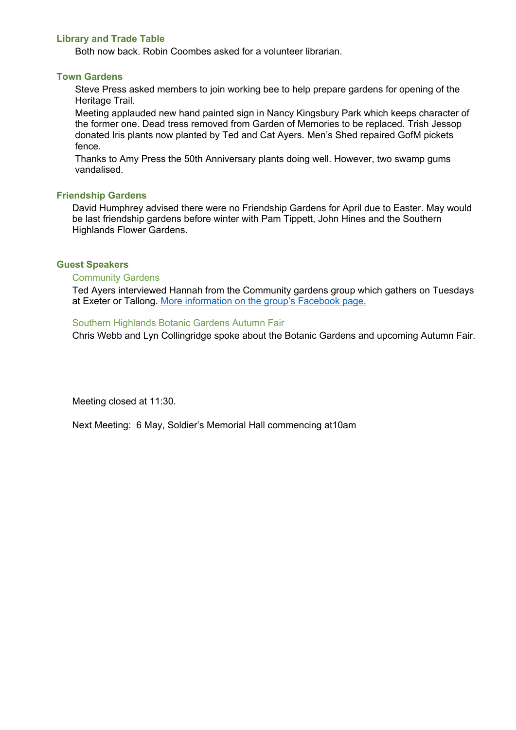### Library and Trade Table

Both now back. Robin Coombes asked for a volunteer librarian.

### Town Gardens

Steve Press asked members to join working bee to help prepare gardens for opening of the Heritage Trail.

Meeting applauded new hand painted sign in Nancy Kingsbury Park which keeps character of the former one. Dead tress removed from Garden of Memories to be replaced. Trish Jessop donated Iris plants now planted by Ted and Cat Ayers. Men's Shed repaired GofM pickets fence.

Thanks to Amy Press the 50th Anniversary plants doing well. However, two swamp gums vandalised.

### Friendship Gardens

David Humphrey advised there were no Friendship Gardens for April due to Easter. May would be last friendship gardens before winter with Pam Tippett, John Hines and the Southern Highlands Flower Gardens.

### Guest Speakers

#### Community Gardens

Ted Ayers interviewed Hannah from the Community gardens group which gathers on Tuesdays at Exeter or Tallong. More information on the group's Facebook page.

#### Southern Highlands Botanic Gardens Autumn Fair

Chris Webb and Lyn Collingridge spoke about the Botanic Gardens and upcoming Autumn Fair.

Meeting closed at 11:30.

Next Meeting: 6 May, Soldier's Memorial Hall commencing at10am